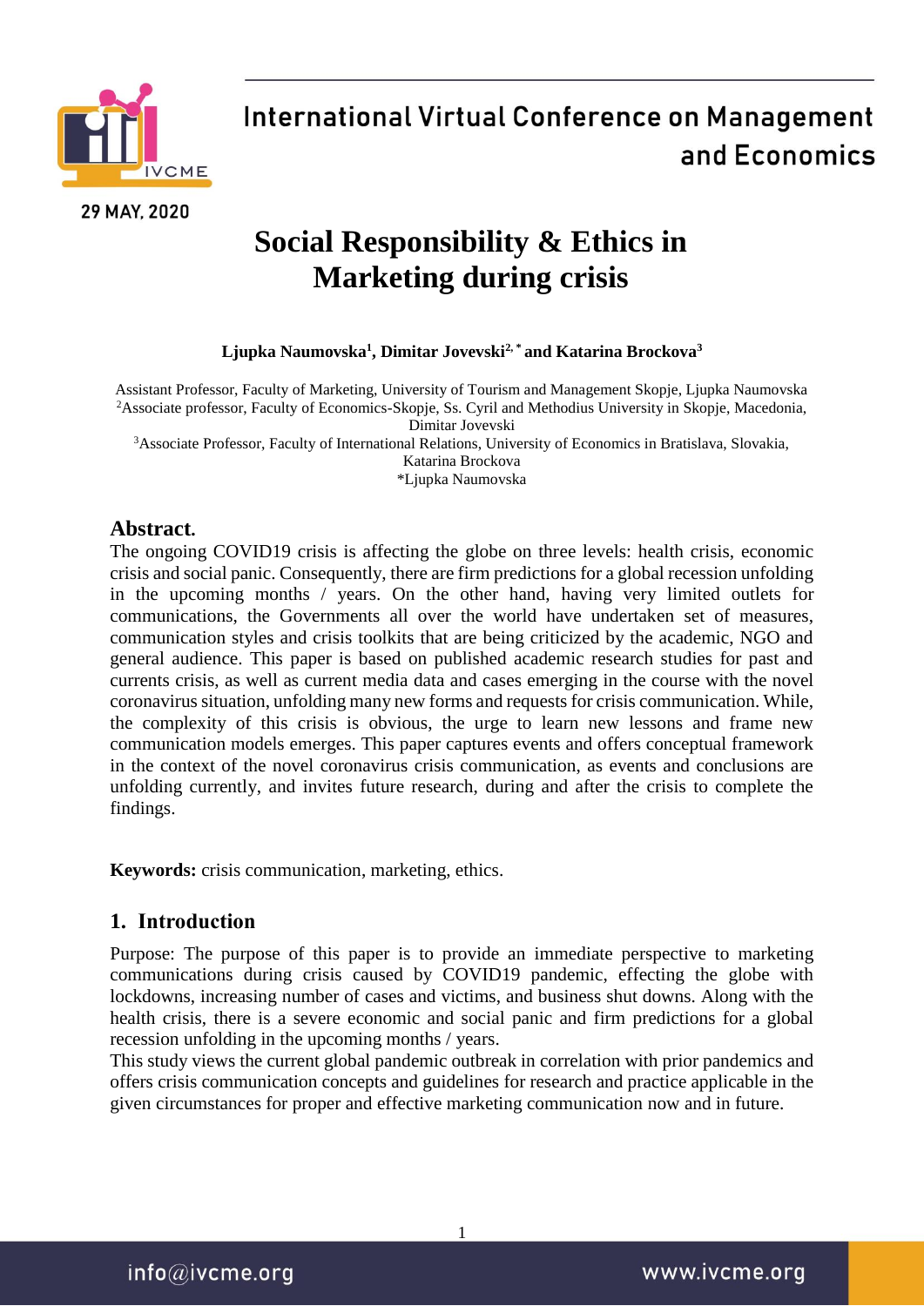# Social Responsibility & Ethics in Marketing during crisis

**Ljupka Naumovska[1], Dimitar Jovevski[2,*] and Katarina Brockova[3]**

Assistant Professor, Faculty of Marketing, University of Tourism and Management Skopje, Ljupka Naumovska
[2]Associate professor, Faculty of Economics-Skopje, Ss. Cyril and Methodius University in Skopje, Macedonia, Dimitar Jovevski
[3]Associate Professor, Faculty of International Relations, University of Economics in Bratislava, Slovakia, Katarina Brockova
*Ljupka Naumovska

## Abstract.

The ongoing COVID19 crisis is affecting the globe on three levels: health crisis, economic crisis and social panic. Consequently, there are firm predictions for a global recession unfolding in the upcoming months / years. On the other hand, having very limited outlets for communications, the Governments all over the world have undertaken set of measures, communication styles and crisis toolkits that are being criticized by the academic, NGO and general audience. This paper is based on published academic research studies for past and currents crisis, as well as current media data and cases emerging in the course with the novel coronavirus situation, unfolding many new forms and requests for crisis communication. While, the complexity of this crisis is obvious, the urge to learn new lessons and frame new communication models emerges. This paper captures events and offers conceptual framework in the context of the novel coronavirus crisis communication, as events and conclusions are unfolding currently, and invites future research, during and after the crisis to complete the findings.

**Keywords:** crisis communication, marketing, ethics.

## 1. Introduction

Purpose: The purpose of this paper is to provide an immediate perspective to marketing communications during crisis caused by COVID19 pandemic, effecting the globe with lockdowns, increasing number of cases and victims, and business shut downs. Along with the health crisis, there is a severe economic and social panic and firm predictions for a global recession unfolding in the upcoming months / years.

This study views the current global pandemic outbreak in correlation with prior pandemics and offers crisis communication concepts and guidelines for research and practice applicable in the given circumstances for proper and effective marketing communication now and in future.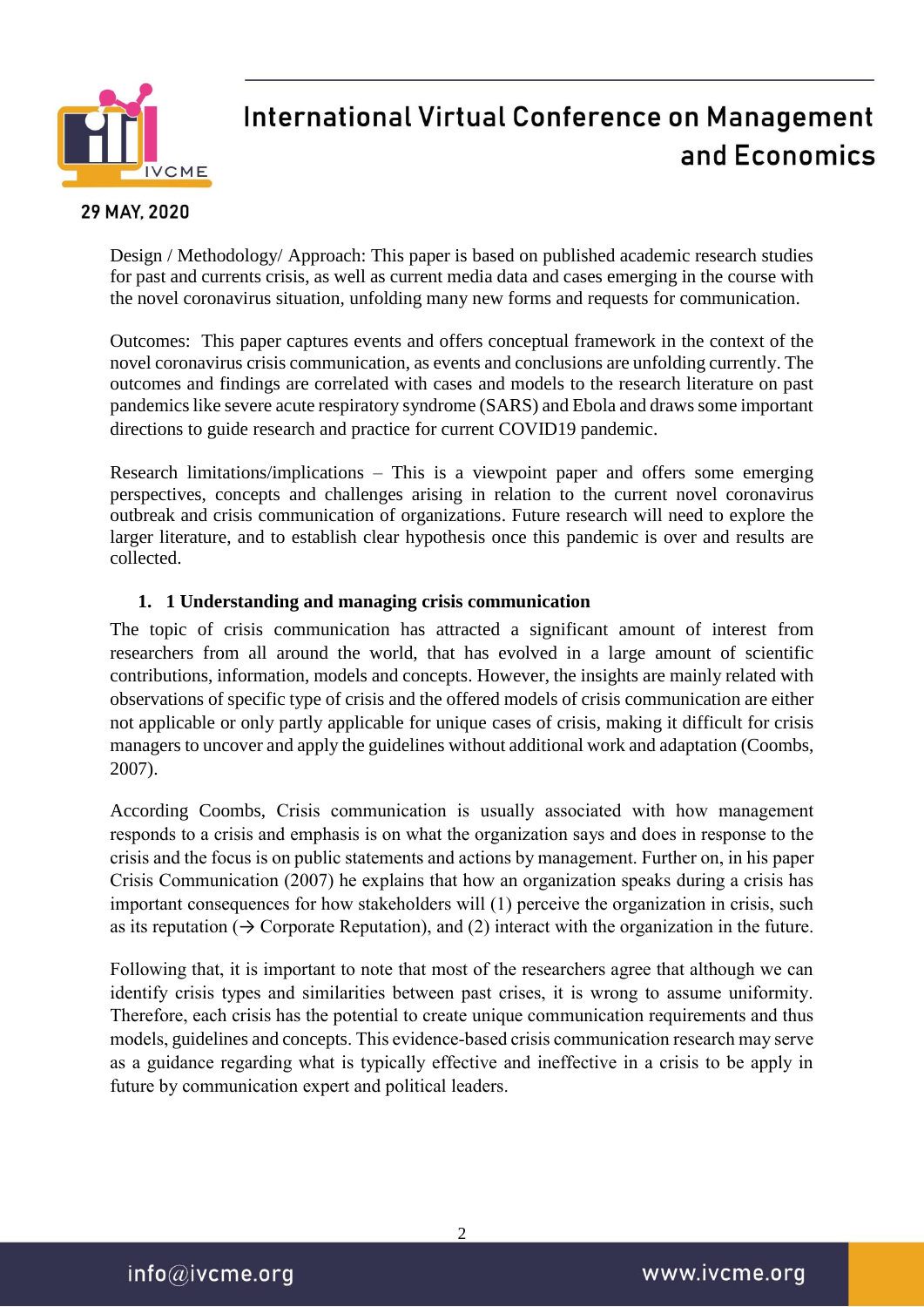Design / Methodology/ Approach: This paper is based on published academic research studies for past and currents crisis, as well as current media data and cases emerging in the course with the novel coronavirus situation, unfolding many new forms and requests for communication.

Outcomes: This paper captures events and offers conceptual framework in the context of the novel coronavirus crisis communication, as events and conclusions are unfolding currently. The outcomes and findings are correlated with cases and models to the research literature on past pandemics like severe acute respiratory syndrome (SARS) and Ebola and draws some important directions to guide research and practice for current COVID19 pandemic.

Research limitations/implications – This is a viewpoint paper and offers some emerging perspectives, concepts and challenges arising in relation to the current novel coronavirus outbreak and crisis communication of organizations. Future research will need to explore the larger literature, and to establish clear hypothesis once this pandemic is over and results are collected.

## 1. 1 Understanding and managing crisis communication

The topic of crisis communication has attracted a significant amount of interest from researchers from all around the world, that has evolved in a large amount of scientific contributions, information, models and concepts. However, the insights are mainly related with observations of specific type of crisis and the offered models of crisis communication are either not applicable or only partly applicable for unique cases of crisis, making it difficult for crisis managers to uncover and apply the guidelines without additional work and adaptation (Coombs, 2007).

According Coombs, Crisis communication is usually associated with how management responds to a crisis and emphasis is on what the organization says and does in response to the crisis and the focus is on public statements and actions by management. Further on, in his paper Crisis Communication (2007) he explains that how an organization speaks during a crisis has important consequences for how stakeholders will (1) perceive the organization in crisis, such as its reputation (→ Corporate Reputation), and (2) interact with the organization in the future.

Following that, it is important to note that most of the researchers agree that although we can identify crisis types and similarities between past crises, it is wrong to assume uniformity. Therefore, each crisis has the potential to create unique communication requirements and thus models, guidelines and concepts. This evidence-based crisis communication research may serve as a guidance regarding what is typically effective and ineffective in a crisis to be apply in future by communication expert and political leaders.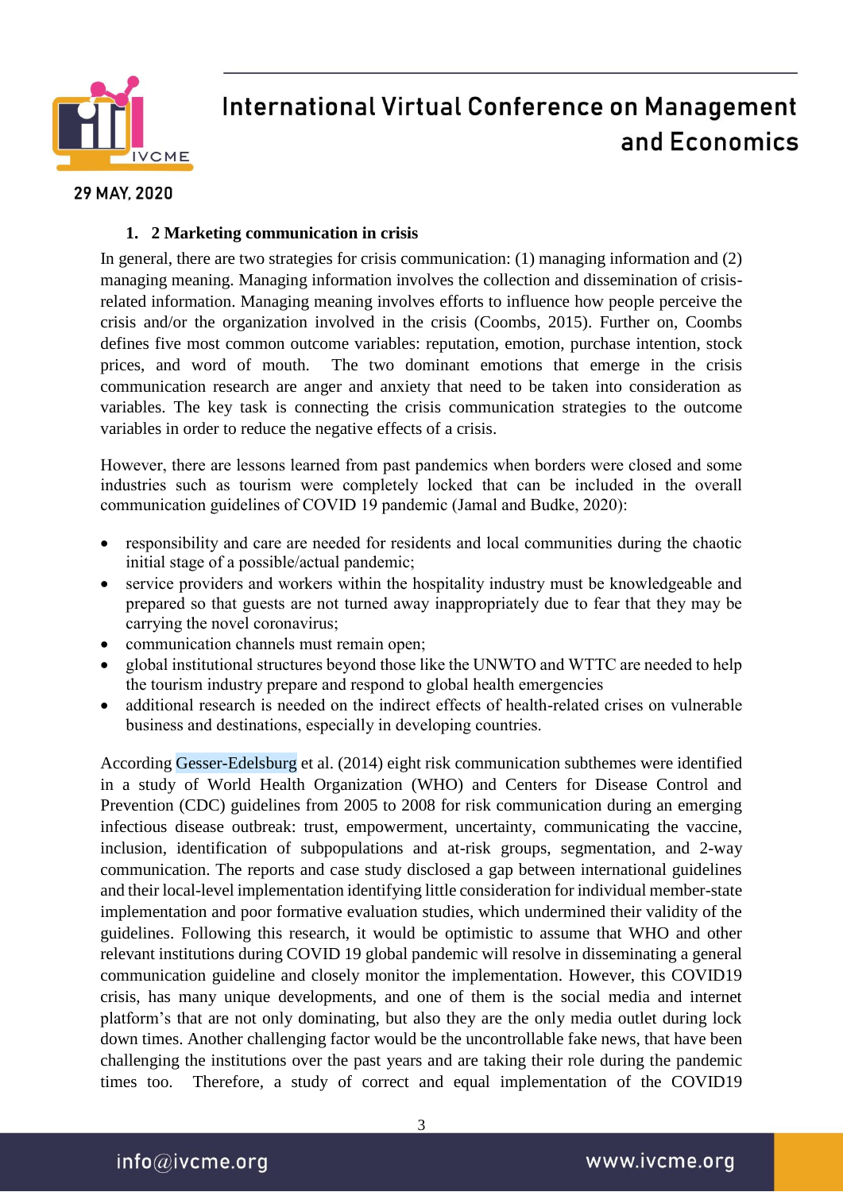### 1. 2 Marketing communication in crisis

In general, there are two strategies for crisis communication: (1) managing information and (2) managing meaning. Managing information involves the collection and dissemination of crisis-related information. Managing meaning involves efforts to influence how people perceive the crisis and/or the organization involved in the crisis (Coombs, 2015). Further on, Coombs defines five most common outcome variables: reputation, emotion, purchase intention, stock prices, and word of mouth. The two dominant emotions that emerge in the crisis communication research are anger and anxiety that need to be taken into consideration as variables. The key task is connecting the crisis communication strategies to the outcome variables in order to reduce the negative effects of a crisis.

However, there are lessons learned from past pandemics when borders were closed and some industries such as tourism were completely locked that can be included in the overall communication guidelines of COVID 19 pandemic (Jamal and Budke, 2020):

- responsibility and care are needed for residents and local communities during the chaotic initial stage of a possible/actual pandemic;
- service providers and workers within the hospitality industry must be knowledgeable and prepared so that guests are not turned away inappropriately due to fear that they may be carrying the novel coronavirus;
- communication channels must remain open;
- global institutional structures beyond those like the UNWTO and WTTC are needed to help the tourism industry prepare and respond to global health emergencies
- additional research is needed on the indirect effects of health-related crises on vulnerable business and destinations, especially in developing countries.

According Gesser-Edelsburg et al. (2014) eight risk communication subthemes were identified in a study of World Health Organization (WHO) and Centers for Disease Control and Prevention (CDC) guidelines from 2005 to 2008 for risk communication during an emerging infectious disease outbreak: trust, empowerment, uncertainty, communicating the vaccine, inclusion, identification of subpopulations and at-risk groups, segmentation, and 2-way communication. The reports and case study disclosed a gap between international guidelines and their local-level implementation identifying little consideration for individual member-state implementation and poor formative evaluation studies, which undermined their validity of the guidelines. Following this research, it would be optimistic to assume that WHO and other relevant institutions during COVID 19 global pandemic will resolve in disseminating a general communication guideline and closely monitor the implementation. However, this COVID19 crisis, has many unique developments, and one of them is the social media and internet platform's that are not only dominating, but also they are the only media outlet during lock down times. Another challenging factor would be the uncontrollable fake news, that have been challenging the institutions over the past years and are taking their role during the pandemic times too. Therefore, a study of correct and equal implementation of the COVID19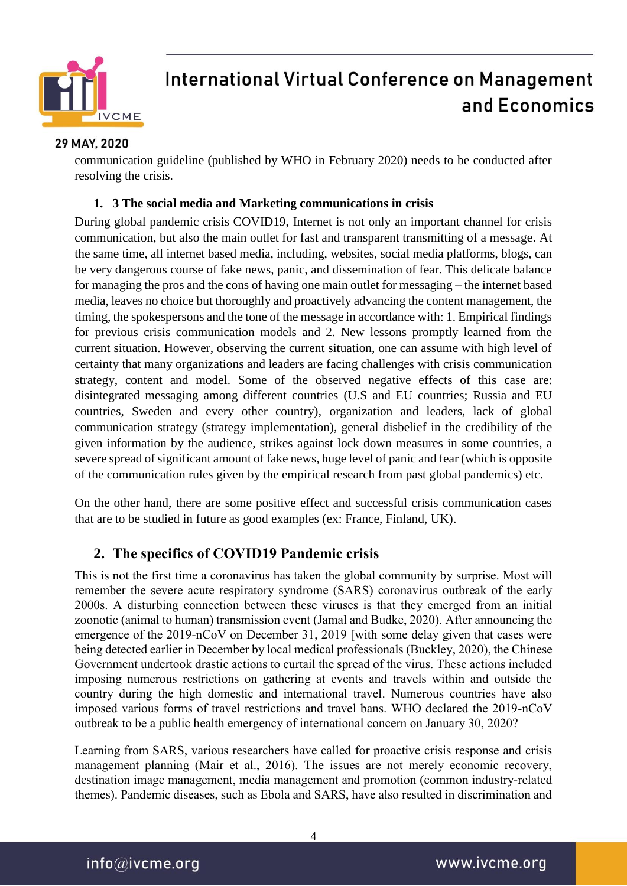communication guideline (published by WHO in February 2020) needs to be conducted after resolving the crisis.

### 1. 3 The social media and Marketing communications in crisis

During global pandemic crisis COVID19, Internet is not only an important channel for crisis communication, but also the main outlet for fast and transparent transmitting of a message. At the same time, all internet based media, including, websites, social media platforms, blogs, can be very dangerous course of fake news, panic, and dissemination of fear. This delicate balance for managing the pros and the cons of having one main outlet for messaging – the internet based media, leaves no choice but thoroughly and proactively advancing the content management, the timing, the spokespersons and the tone of the message in accordance with: 1. Empirical findings for previous crisis communication models and 2. New lessons promptly learned from the current situation. However, observing the current situation, one can assume with high level of certainty that many organizations and leaders are facing challenges with crisis communication strategy, content and model. Some of the observed negative effects of this case are: disintegrated messaging among different countries (U.S and EU countries; Russia and EU countries, Sweden and every other country), organization and leaders, lack of global communication strategy (strategy implementation), general disbelief in the credibility of the given information by the audience, strikes against lock down measures in some countries, a severe spread of significant amount of fake news, huge level of panic and fear (which is opposite of the communication rules given by the empirical research from past global pandemics) etc.

On the other hand, there are some positive effect and successful crisis communication cases that are to be studied in future as good examples (ex: France, Finland, UK).

## 2. The specifics of COVID19 Pandemic crisis

This is not the first time a coronavirus has taken the global community by surprise. Most will remember the severe acute respiratory syndrome (SARS) coronavirus outbreak of the early 2000s. A disturbing connection between these viruses is that they emerged from an initial zoonotic (animal to human) transmission event (Jamal and Budke, 2020). After announcing the emergence of the 2019-nCoV on December 31, 2019 [with some delay given that cases were being detected earlier in December by local medical professionals (Buckley, 2020), the Chinese Government undertook drastic actions to curtail the spread of the virus. These actions included imposing numerous restrictions on gathering at events and travels within and outside the country during the high domestic and international travel. Numerous countries have also imposed various forms of travel restrictions and travel bans. WHO declared the 2019-nCoV outbreak to be a public health emergency of international concern on January 30, 2020?

Learning from SARS, various researchers have called for proactive crisis response and crisis management planning (Mair et al., 2016). The issues are not merely economic recovery, destination image management, media management and promotion (common industry-related themes). Pandemic diseases, such as Ebola and SARS, have also resulted in discrimination and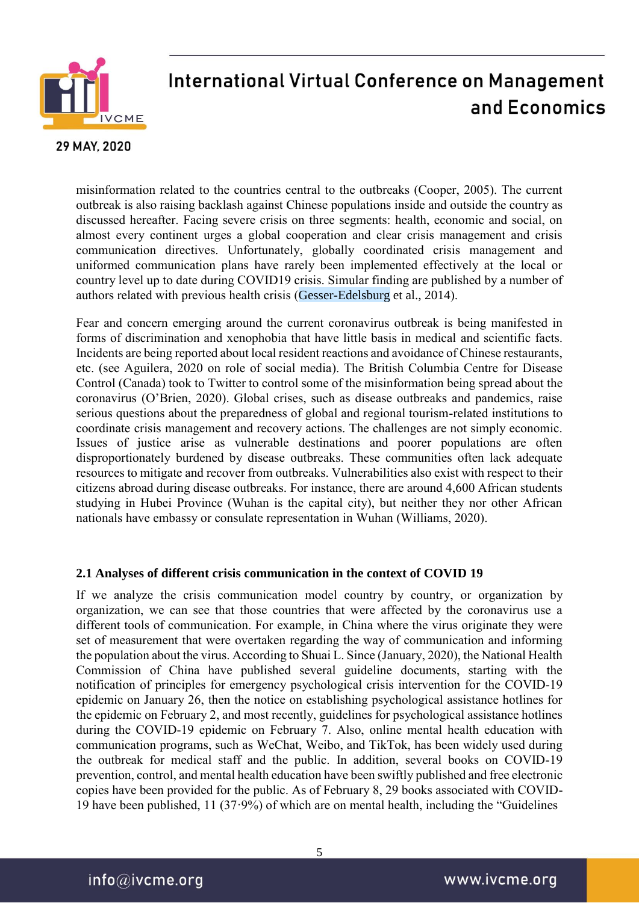misinformation related to the countries central to the outbreaks (Cooper, 2005). The current outbreak is also raising backlash against Chinese populations inside and outside the country as discussed hereafter. Facing severe crisis on three segments: health, economic and social, on almost every continent urges a global cooperation and clear crisis management and crisis communication directives. Unfortunately, globally coordinated crisis management and uniformed communication plans have rarely been implemented effectively at the local or country level up to date during COVID19 crisis. Simular finding are published by a number of authors related with previous health crisis (Gesser-Edelsburg et al., 2014).

Fear and concern emerging around the current coronavirus outbreak is being manifested in forms of discrimination and xenophobia that have little basis in medical and scientific facts. Incidents are being reported about local resident reactions and avoidance of Chinese restaurants, etc. (see Aguilera, 2020 on role of social media). The British Columbia Centre for Disease Control (Canada) took to Twitter to control some of the misinformation being spread about the coronavirus (O'Brien, 2020). Global crises, such as disease outbreaks and pandemics, raise serious questions about the preparedness of global and regional tourism-related institutions to coordinate crisis management and recovery actions. The challenges are not simply economic. Issues of justice arise as vulnerable destinations and poorer populations are often disproportionately burdened by disease outbreaks. These communities often lack adequate resources to mitigate and recover from outbreaks. Vulnerabilities also exist with respect to their citizens abroad during disease outbreaks. For instance, there are around 4,600 African students studying in Hubei Province (Wuhan is the capital city), but neither they nor other African nationals have embassy or consulate representation in Wuhan (Williams, 2020).

### 2.1 Analyses of different crisis communication in the context of COVID 19

If we analyze the crisis communication model country by country, or organization by organization, we can see that those countries that were affected by the coronavirus use a different tools of communication. For example, in China where the virus originate they were set of measurement that were overtaken regarding the way of communication and informing the population about the virus. According to Shuai L. Since (January, 2020), the National Health Commission of China have published several guideline documents, starting with the notification of principles for emergency psychological crisis intervention for the COVID-19 epidemic on January 26, then the notice on establishing psychological assistance hotlines for the epidemic on February 2, and most recently, guidelines for psychological assistance hotlines during the COVID-19 epidemic on February 7. Also, online mental health education with communication programs, such as WeChat, Weibo, and TikTok, has been widely used during the outbreak for medical staff and the public. In addition, several books on COVID-19 prevention, control, and mental health education have been swiftly published and free electronic copies have been provided for the public. As of February 8, 29 books associated with COVID-19 have been published, 11 (37·9%) of which are on mental health, including the "Guidelines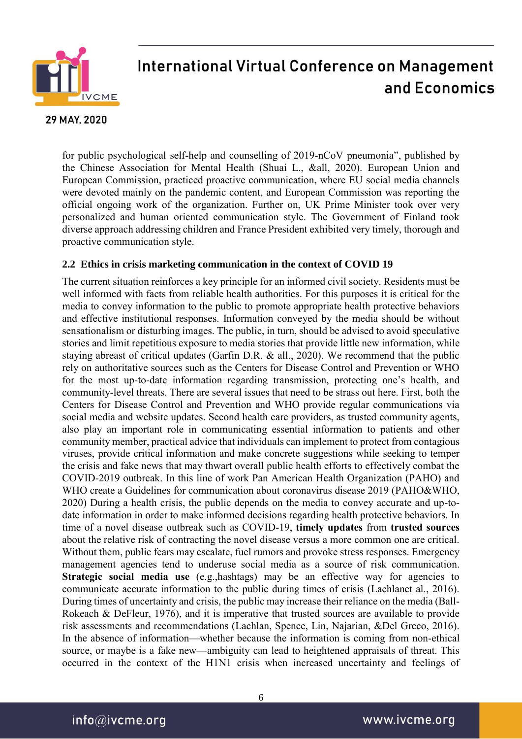for public psychological self-help and counselling of 2019-nCoV pneumonia", published by the Chinese Association for Mental Health (Shuai L., &all, 2020). European Union and European Commission, practiced proactive communication, where EU social media channels were devoted mainly on the pandemic content, and European Commission was reporting the official ongoing work of the organization. Further on, UK Prime Minister took over very personalized and human oriented communication style. The Government of Finland took diverse approach addressing children and France President exhibited very timely, thorough and proactive communication style.

### 2.2 Ethics in crisis marketing communication in the context of COVID 19

The current situation reinforces a key principle for an informed civil society. Residents must be well informed with facts from reliable health authorities. For this purposes it is critical for the media to convey information to the public to promote appropriate health protective behaviors and effective institutional responses. Information conveyed by the media should be without sensationalism or disturbing images. The public, in turn, should be advised to avoid speculative stories and limit repetitious exposure to media stories that provide little new information, while staying abreast of critical updates (Garfin D.R. & all., 2020). We recommend that the public rely on authoritative sources such as the Centers for Disease Control and Prevention or WHO for the most up-to-date information regarding transmission, protecting one's health, and community-level threats. There are several issues that need to be strass out here. First, both the Centers for Disease Control and Prevention and WHO provide regular communications via social media and website updates. Second health care providers, as trusted community agents, also play an important role in communicating essential information to patients and other community member, practical advice that individuals can implement to protect from contagious viruses, provide critical information and make concrete suggestions while seeking to temper the crisis and fake news that may thwart overall public health efforts to effectively combat the COVID-2019 outbreak. In this line of work Pan American Health Organization (PAHO) and WHO create a Guidelines for communication about coronavirus disease 2019 (PAHO&WHO, 2020) During a health crisis, the public depends on the media to convey accurate and up-to-date information in order to make informed decisions regarding health protective behaviors. In time of a novel disease outbreak such as COVID-19, **timely updates** from **trusted sources** about the relative risk of contracting the novel disease versus a more common one are critical. Without them, public fears may escalate, fuel rumors and provoke stress responses. Emergency management agencies tend to underuse social media as a source of risk communication. **Strategic social media use** (e.g.,hashtags) may be an effective way for agencies to communicate accurate information to the public during times of crisis (Lachlanet al., 2016). During times of uncertainty and crisis, the public may increase their reliance on the media (Ball-Rokeach & DeFleur, 1976), and it is imperative that trusted sources are available to provide risk assessments and recommendations (Lachlan, Spence, Lin, Najarian, &Del Greco, 2016). In the absence of information—whether because the information is coming from non-ethical source, or maybe is a fake new—ambiguity can lead to heightened appraisals of threat. This occurred in the context of the H1N1 crisis when increased uncertainty and feelings of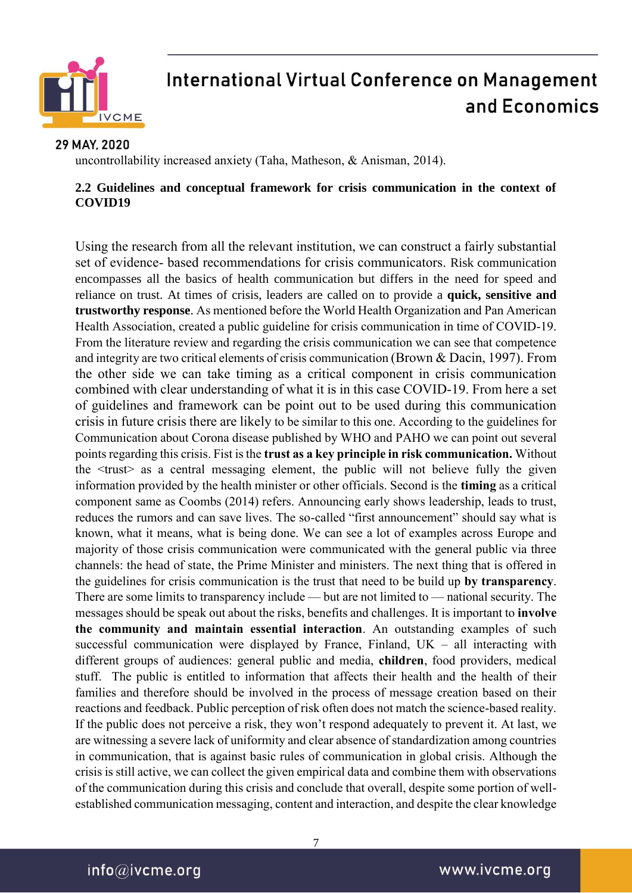uncontrollability increased anxiety (Taha, Matheson, & Anisman, 2014).

### 2.2 Guidelines and conceptual framework for crisis communication in the context of COVID19

Using the research from all the relevant institution, we can construct a fairly substantial set of evidence- based recommendations for crisis communicators. Risk communication encompasses all the basics of health communication but differs in the need for speed and reliance on trust. At times of crisis, leaders are called on to provide a **quick, sensitive and trustworthy response**. As mentioned before the World Health Organization and Pan American Health Association, created a public guideline for crisis communication in time of COVID-19. From the literature review and regarding the crisis communication we can see that competence and integrity are two critical elements of crisis communication (Brown & Dacin, 1997). From the other side we can take timing as a critical component in crisis communication combined with clear understanding of what it is in this case COVID-19. From here a set of guidelines and framework can be point out to be used during this communication crisis in future crisis there are likely to be similar to this one. According to the guidelines for Communication about Corona disease published by WHO and PAHO we can point out several points regarding this crisis. Fist is the **trust as a key principle in risk communication.** Without the <trust> as a central messaging element, the public will not believe fully the given information provided by the health minister or other officials. Second is the **timing** as a critical component same as Coombs (2014) refers. Announcing early shows leadership, leads to trust, reduces the rumors and can save lives. The so-called "first announcement" should say what is known, what it means, what is being done. We can see a lot of examples across Europe and majority of those crisis communication were communicated with the general public via three channels: the head of state, the Prime Minister and ministers. The next thing that is offered in the guidelines for crisis communication is the trust that need to be build up **by transparency**. There are some limits to transparency include — but are not limited to — national security. The messages should be speak out about the risks, benefits and challenges. It is important to **involve the community and maintain essential interaction**. An outstanding examples of such successful communication were displayed by France, Finland, UK – all interacting with different groups of audiences: general public and media, **children**, food providers, medical stuff. The public is entitled to information that affects their health and the health of their families and therefore should be involved in the process of message creation based on their reactions and feedback. Public perception of risk often does not match the science-based reality. If the public does not perceive a risk, they won't respond adequately to prevent it. At last, we are witnessing a severe lack of uniformity and clear absence of standardization among countries in communication, that is against basic rules of communication in global crisis. Although the crisis is still active, we can collect the given empirical data and combine them with observations of the communication during this crisis and conclude that overall, despite some portion of well-established communication messaging, content and interaction, and despite the clear knowledge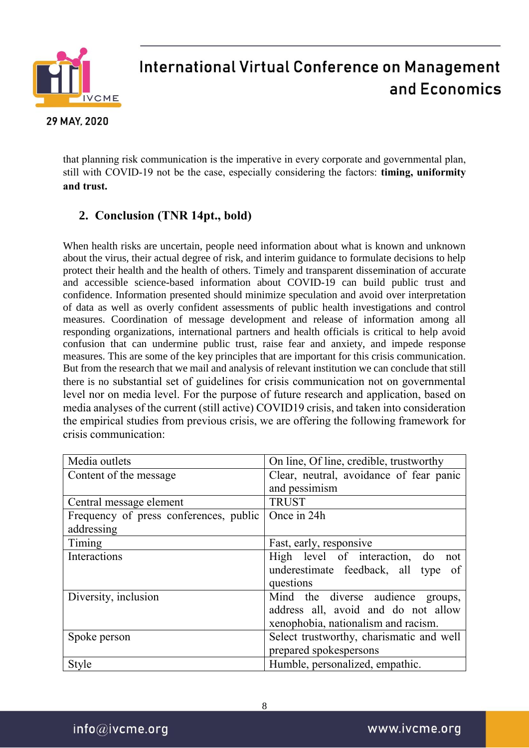that planning risk communication is the imperative in every corporate and governmental plan, still with COVID-19 not be the case, especially considering the factors: **timing, uniformity and trust.**

## 2. Conclusion (TNR 14pt., bold)

When health risks are uncertain, people need information about what is known and unknown about the virus, their actual degree of risk, and interim guidance to formulate decisions to help protect their health and the health of others. Timely and transparent dissemination of accurate and accessible science-based information about COVID-19 can build public trust and confidence. Information presented should minimize speculation and avoid over interpretation of data as well as overly confident assessments of public health investigations and control measures. Coordination of message development and release of information among all responding organizations, international partners and health officials is critical to help avoid confusion that can undermine public trust, raise fear and anxiety, and impede response measures. This are some of the key principles that are important for this crisis communication. But from the research that we mail and analysis of relevant institution we can conclude that still there is no substantial set of guidelines for crisis communication not on governmental level nor on media level. For the purpose of future research and application, based on media analyses of the current (still active) COVID19 crisis, and taken into consideration the empirical studies from previous crisis, we are offering the following framework for crisis communication:

| | |
|---|---|
| Media outlets | On line, Of line, credible, trustworthy |
| Content of the message | Clear, neutral, avoidance of fear panic and pessimism |
| Central message element | TRUST |
| Frequency of press conferences, public addressing | Once in 24h |
| Timing | Fast, early, responsive |
| Interactions | High level of interaction, do not underestimate feedback, all type of questions |
| Diversity, inclusion | Mind the diverse audience groups, address all, avoid and do not allow xenophobia, nationalism and racism. |
| Spoke person | Select trustworthy, charismatic and well prepared spokespersons |
| Style | Humble, personalized, empathic. |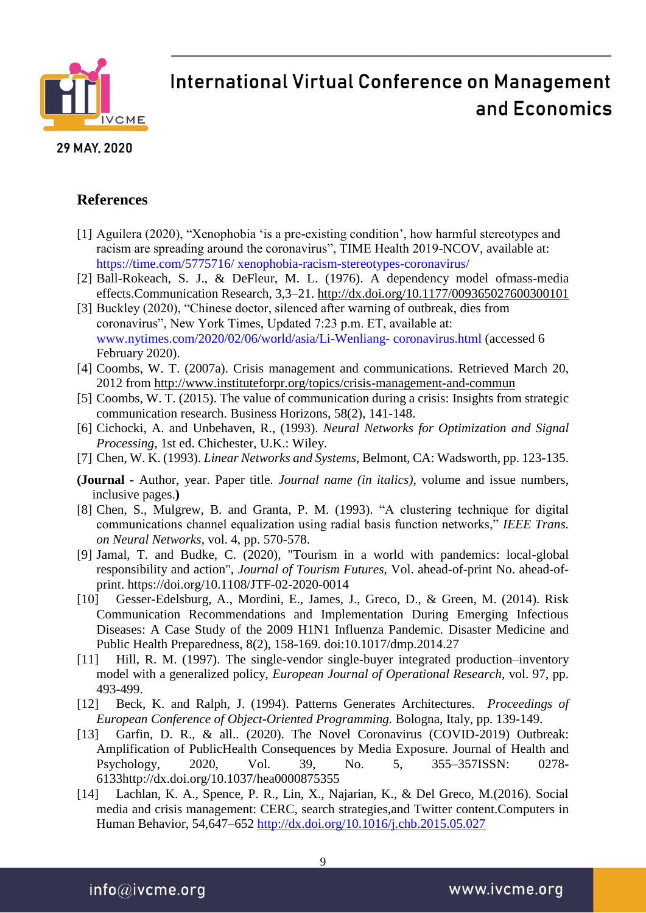## References

[1] Aguilera (2020), “Xenophobia ‘is a pre-existing condition’, how harmful stereotypes and racism are spreading around the coronavirus”, TIME Health 2019-NCOV, available at: https://time.com/5775716/ xenophobia-racism-stereotypes-coronavirus/

[2] Ball-Rokeach, S. J., & DeFleur, M. L. (1976). A dependency model ofmass-media effects.Communication Research, 3,3–21. http://dx.doi.org/10.1177/009365027600300101

[3] Buckley (2020), “Chinese doctor, silenced after warning of outbreak, dies from coronavirus”, New York Times, Updated 7:23 p.m. ET, available at: www.nytimes.com/2020/02/06/world/asia/Li-Wenliang- coronavirus.html (accessed 6 February 2020).

[4] Coombs, W. T. (2007a). Crisis management and communications. Retrieved March 20, 2012 from http://www.instituteforpr.org/topics/crisis-management-and-commun

[5] Coombs, W. T. (2015). The value of communication during a crisis: Insights from strategic communication research. Business Horizons, 58(2), 141-148.

[6] Cichocki, A. and Unbehaven, R., (1993). *Neural Networks for Optimization and Signal Processing*, 1st ed. Chichester, U.K.: Wiley.

[7] Chen, W. K. (1993). *Linear Networks and Systems*, Belmont, CA: Wadsworth, pp. 123-135.

**(Journal -** Author, year. Paper title. *Journal name (in italics)*, volume and issue numbers, inclusive pages.**)**

[8] Chen, S., Mulgrew, B. and Granta, P. M. (1993). “A clustering technique for digital communications channel equalization using radial basis function networks,” *IEEE Trans. on Neural Networks*, vol. 4, pp. 570-578.

[9] Jamal, T. and Budke, C. (2020), "Tourism in a world with pandemics: local-global responsibility and action", *Journal of Tourism Futures*, Vol. ahead-of-print No. ahead-of-print. https://doi.org/10.1108/JTF-02-2020-0014

[10] Gesser-Edelsburg, A., Mordini, E., James, J., Greco, D., & Green, M. (2014). Risk Communication Recommendations and Implementation During Emerging Infectious Diseases: A Case Study of the 2009 H1N1 Influenza Pandemic. Disaster Medicine and Public Health Preparedness, 8(2), 158-169. doi:10.1017/dmp.2014.27

[11] Hill, R. M. (1997). The single-vendor single-buyer integrated production–inventory model with a generalized policy, *European Journal of Operational Research*, vol. 97, pp. 493-499.

[12] Beck, K. and Ralph, J. (1994). Patterns Generates Architectures. *Proceedings of European Conference of Object-Oriented Programming.* Bologna, Italy, pp. 139-149.

[13] Garfin, D. R., & all.. (2020). The Novel Coronavirus (COVID-2019) Outbreak: Amplification of PublicHealth Consequences by Media Exposure. Journal of Health and Psychology, 2020, Vol. 39, No. 5, 355–357ISSN: 0278-6133http://dx.doi.org/10.1037/hea0000875355

[14] Lachlan, K. A., Spence, P. R., Lin, X., Najarian, K., & Del Greco, M.(2016). Social media and crisis management: CERC, search strategies,and Twitter content.Computers in Human Behavior, 54,647–652 http://dx.doi.org/10.1016/j.chb.2015.05.027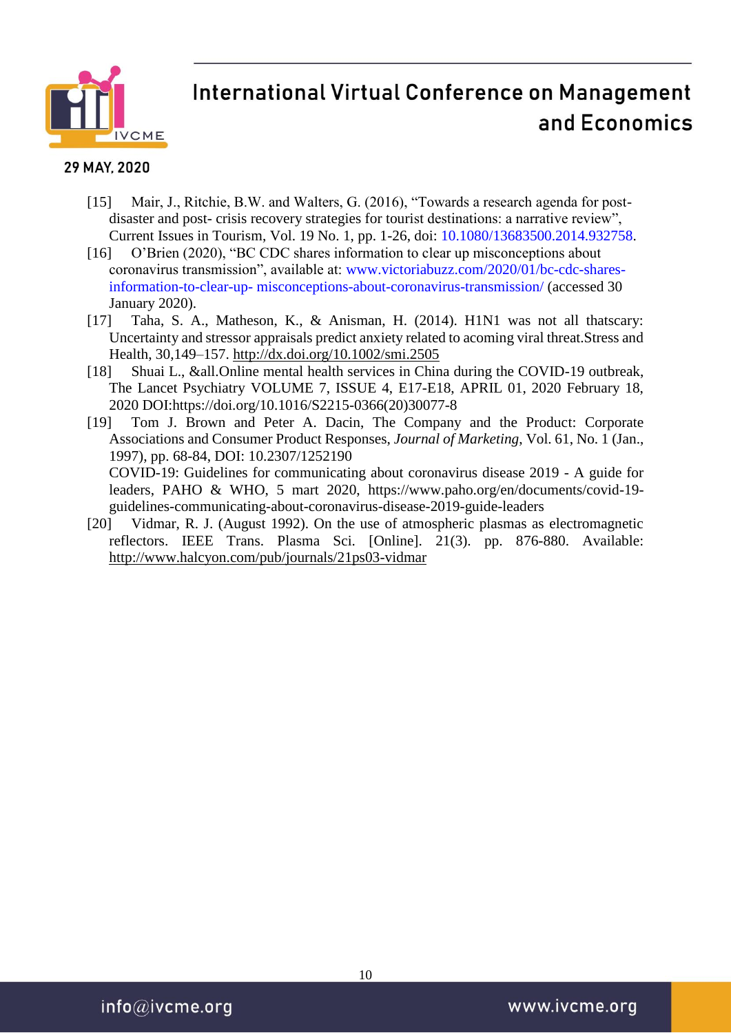[15] Mair, J., Ritchie, B.W. and Walters, G. (2016), "Towards a research agenda for post-disaster and post- crisis recovery strategies for tourist destinations: a narrative review", Current Issues in Tourism, Vol. 19 No. 1, pp. 1-26, doi: 10.1080/13683500.2014.932758.

[16] O'Brien (2020), "BC CDC shares information to clear up misconceptions about coronavirus transmission", available at: www.victoriabuzz.com/2020/01/bc-cdc-shares-information-to-clear-up- misconceptions-about-coronavirus-transmission/ (accessed 30 January 2020).

[17] Taha, S. A., Matheson, K., & Anisman, H. (2014). H1N1 was not all thatscary: Uncertainty and stressor appraisals predict anxiety related to acoming viral threat.Stress and Health, 30,149–157. http://dx.doi.org/10.1002/smi.2505

[18] Shuai L., &all.Online mental health services in China during the COVID-19 outbreak, The Lancet Psychiatry VOLUME 7, ISSUE 4, E17-E18, APRIL 01, 2020 February 18, 2020 DOI:https://doi.org/10.1016/S2215-0366(20)30077-8

[19] Tom J. Brown and Peter A. Dacin, The Company and the Product: Corporate Associations and Consumer Product Responses, *Journal of Marketing*, Vol. 61, No. 1 (Jan., 1997), pp. 68-84, DOI: 10.2307/1252190
COVID-19: Guidelines for communicating about coronavirus disease 2019 - A guide for leaders, PAHO & WHO, 5 mart 2020, https://www.paho.org/en/documents/covid-19-guidelines-communicating-about-coronavirus-disease-2019-guide-leaders

[20] Vidmar, R. J. (August 1992). On the use of atmospheric plasmas as electromagnetic reflectors. IEEE Trans. Plasma Sci. [Online]. 21(3). pp. 876-880. Available: http://www.halcyon.com/pub/journals/21ps03-vidmar